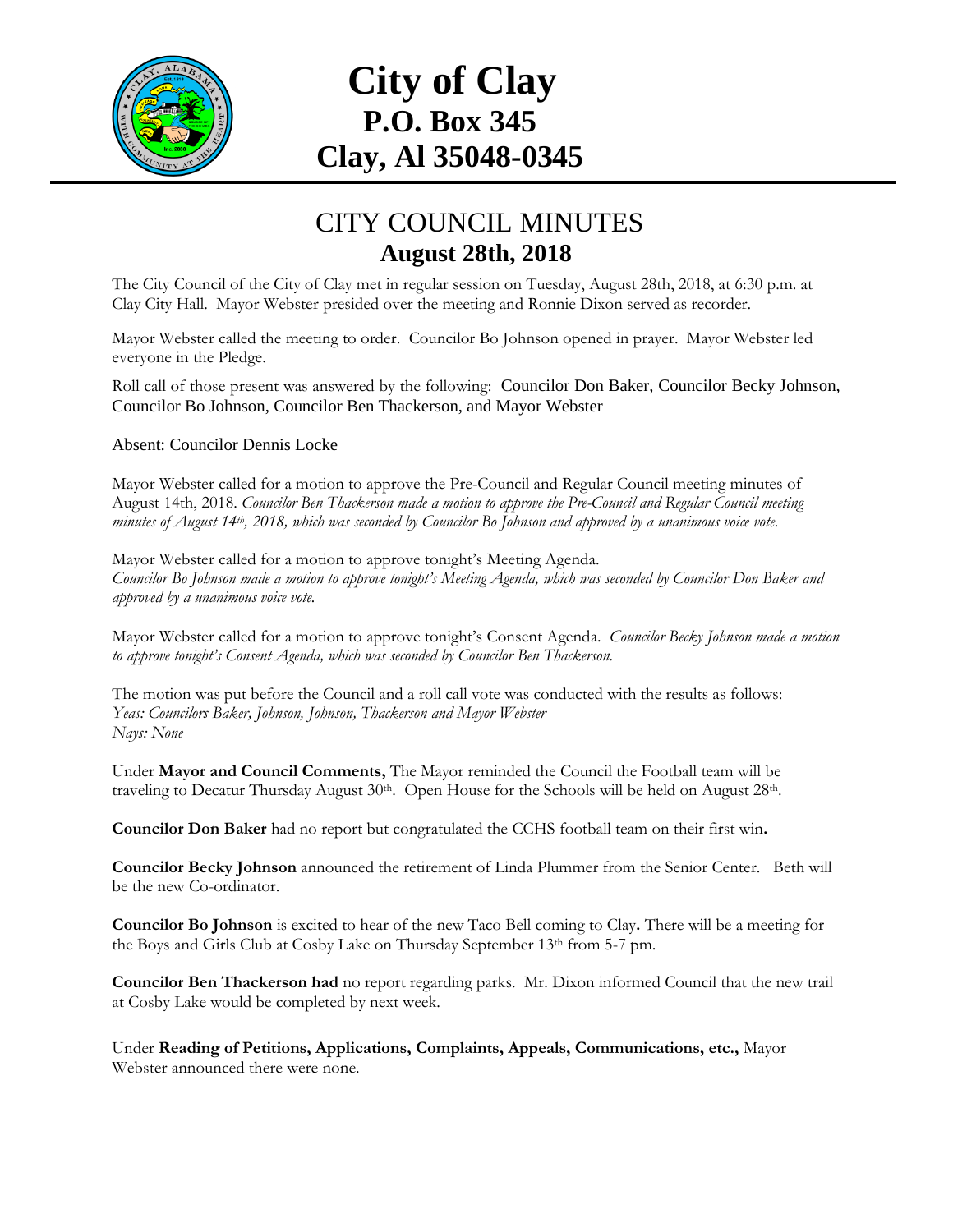# City of Clay
## P.O. Box 345
## Clay, Al 35048-0345

## CITY COUNCIL MINUTES
### August 28th, 2018

The City Council of the City of Clay met in regular session on Tuesday, August 28th, 2018, at 6:30 p.m. at Clay City Hall. Mayor Webster presided over the meeting and Ronnie Dixon served as recorder.

Mayor Webster called the meeting to order. Councilor Bo Johnson opened in prayer. Mayor Webster led everyone in the Pledge.

Roll call of those present was answered by the following: Councilor Don Baker, Councilor Becky Johnson, Councilor Bo Johnson, Councilor Ben Thackerson, and Mayor Webster

Absent: Councilor Dennis Locke

Mayor Webster called for a motion to approve the Pre-Council and Regular Council meeting minutes of August 14th, 2018. *Councilor Ben Thackerson made a motion to approve the Pre-Council and Regular Council meeting minutes of August 14th, 2018, which was seconded by Councilor Bo Johnson and approved by a unanimous voice vote.*

Mayor Webster called for a motion to approve tonight's Meeting Agenda.
*Councilor Bo Johnson made a motion to approve tonight's Meeting Agenda, which was seconded by Councilor Don Baker and approved by a unanimous voice vote.*

Mayor Webster called for a motion to approve tonight's Consent Agenda. *Councilor Becky Johnson made a motion to approve tonight's Consent Agenda, which was seconded by Councilor Ben Thackerson.*

The motion was put before the Council and a roll call vote was conducted with the results as follows:
*Yeas: Councilors Baker, Johnson, Johnson, Thackerson and Mayor Webster*
*Nays: None*

Under **Mayor and Council Comments,** The Mayor reminded the Council the Football team will be traveling to Decatur Thursday August 30th. Open House for the Schools will be held on August 28th.

**Councilor Don Baker** had no report but congratulated the CCHS football team on their first win**.**

**Councilor Becky Johnson** announced the retirement of Linda Plummer from the Senior Center. Beth will be the new Co-ordinator.

**Councilor Bo Johnson** is excited to hear of the new Taco Bell coming to Clay**.** There will be a meeting for the Boys and Girls Club at Cosby Lake on Thursday September 13th from 5-7 pm.

**Councilor Ben Thackerson had** no report regarding parks. Mr. Dixon informed Council that the new trail at Cosby Lake would be completed by next week.

Under **Reading of Petitions, Applications, Complaints, Appeals, Communications, etc.,** Mayor Webster announced there were none.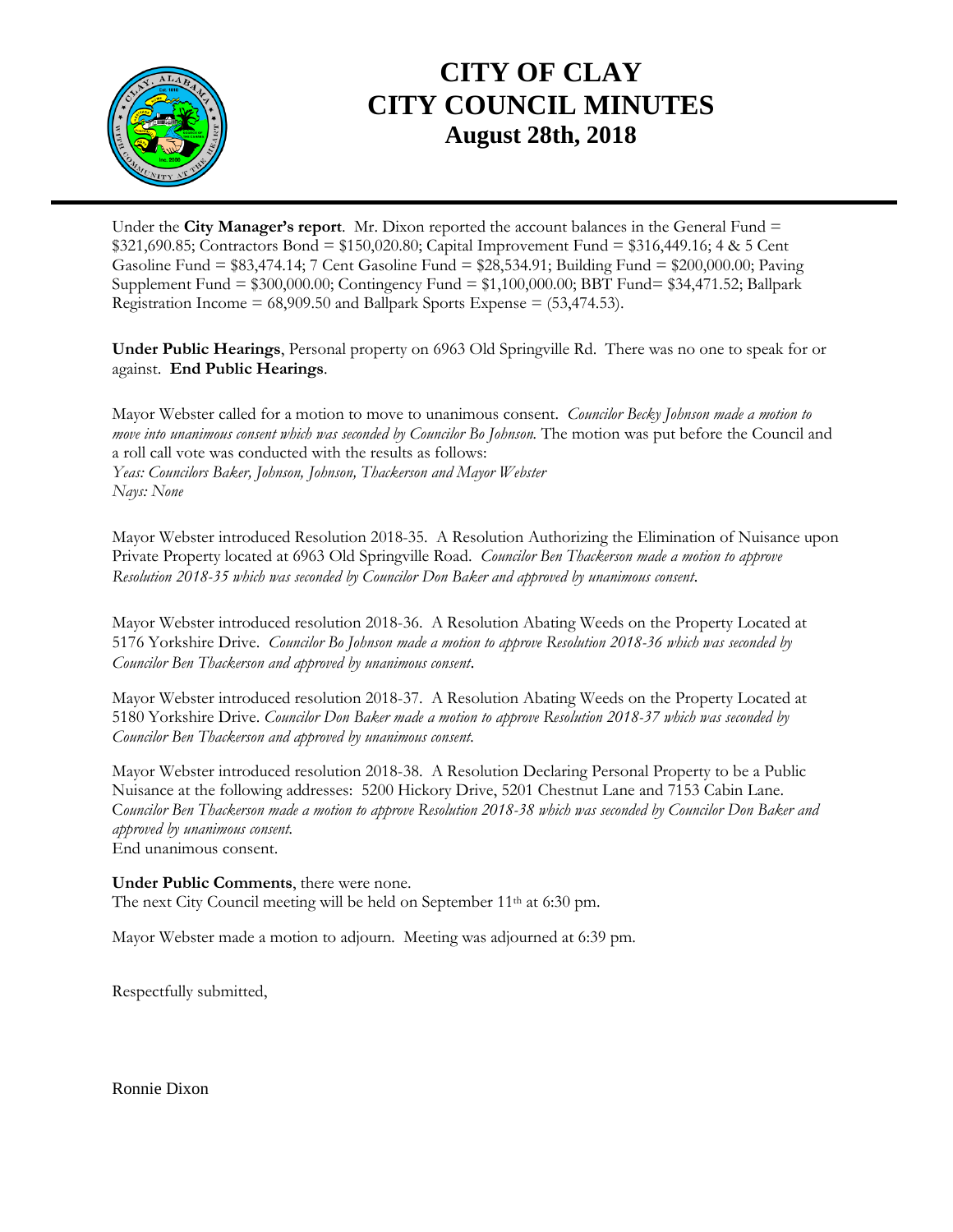# CITY OF CLAY
# CITY COUNCIL MINUTES
## August 28th, 2018

Under the **City Manager's report**. Mr. Dixon reported the account balances in the General Fund = $321,690.85; Contractors Bond = $150,020.80; Capital Improvement Fund = $316,449.16; 4 & 5 Cent Gasoline Fund = $83,474.14; 7 Cent Gasoline Fund = $28,534.91; Building Fund = $200,000.00; Paving Supplement Fund = $300,000.00; Contingency Fund = $1,100,000.00; BBT Fund= $34,471.52; Ballpark Registration Income = 68,909.50 and Ballpark Sports Expense = (53,474.53).

**Under Public Hearings**, Personal property on 6963 Old Springville Rd. There was no one to speak for or against. **End Public Hearings**.

Mayor Webster called for a motion to move to unanimous consent. *Councilor Becky Johnson made a motion to move into unanimous consent which was seconded by Councilor Bo Johnson.* The motion was put before the Council and a roll call vote was conducted with the results as follows:
*Yeas: Councilors Baker, Johnson, Johnson, Thackerson and Mayor Webster*
*Nays: None*

Mayor Webster introduced Resolution 2018-35. A Resolution Authorizing the Elimination of Nuisance upon Private Property located at 6963 Old Springville Road. *Councilor Ben Thackerson made a motion to approve Resolution 2018-35 which was seconded by Councilor Don Baker and approved by unanimous consent.*

Mayor Webster introduced resolution 2018-36. A Resolution Abating Weeds on the Property Located at 5176 Yorkshire Drive. *Councilor Bo Johnson made a motion to approve Resolution 2018-36 which was seconded by Councilor Ben Thackerson and approved by unanimous consent.*

Mayor Webster introduced resolution 2018-37. A Resolution Abating Weeds on the Property Located at 5180 Yorkshire Drive. *Councilor Don Baker made a motion to approve Resolution 2018-37 which was seconded by Councilor Ben Thackerson and approved by unanimous consent.*

Mayor Webster introduced resolution 2018-38. A Resolution Declaring Personal Property to be a Public Nuisance at the following addresses: 5200 Hickory Drive, 5201 Chestnut Lane and 7153 Cabin Lane. *Councilor Ben Thackerson made a motion to approve Resolution 2018-38 which was seconded by Councilor Don Baker and approved by unanimous consent.*
End unanimous consent.

**Under Public Comments**, there were none.
The next City Council meeting will be held on September 11th at 6:30 pm.

Mayor Webster made a motion to adjourn. Meeting was adjourned at 6:39 pm.

Respectfully submitted,

Ronnie Dixon